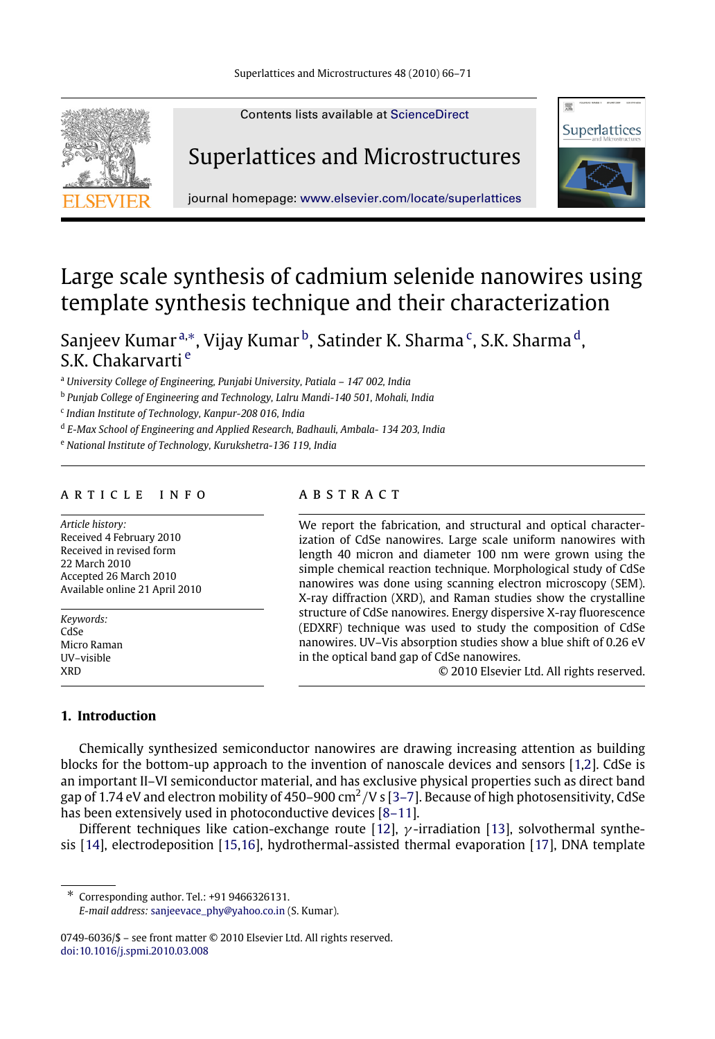# Large scale synthesis of cadmium selenide nanowires using template synthesis technique and their characterization

Sanjeev Kumar [a,*], Vijay Kumar [b], Satinder K. Sharma [c], S.K. Sharma [d], S.K. Chakarvarti [e]

[a] *University College of Engineering, Punjabi University, Patiala – 147 002, India*
[b] *Punjab College of Engineering and Technology, Lalru Mandi-140 501, Mohali, India*
[c] *Indian Institute of Technology, Kanpur-208 016, India*
[d] *E-Max School of Engineering and Applied Research, Badhauli, Ambala- 134 203, India*
[e] *National Institute of Technology, Kurukshetra-136 119, India*

## ARTICLE INFO

*Article history:*
Received 4 February 2010
Received in revised form 22 March 2010
Accepted 26 March 2010
Available online 21 April 2010

*Keywords:*
CdSe
Micro Raman
UV–visible
XRD

## ABSTRACT

We report the fabrication, and structural and optical characterization of CdSe nanowires. Large scale uniform nanowires with length 40 micron and diameter 100 nm were grown using the simple chemical reaction technique. Morphological study of CdSe nanowires was done using scanning electron microscopy (SEM). X-ray diffraction (XRD), and Raman studies show the crystalline structure of CdSe nanowires. Energy dispersive X-ray fluorescence (EDXRF) technique was used to study the composition of CdSe nanowires. UV–Vis absorption studies show a blue shift of 0.26 eV in the optical band gap of CdSe nanowires.

© 2010 Elsevier Ltd. All rights reserved.

## 1. Introduction

Chemically synthesized semiconductor nanowires are drawing increasing attention as building blocks for the bottom-up approach to the invention of nanoscale devices and sensors [1,2]. CdSe is an important II–VI semiconductor material, and has exclusive physical properties such as direct band gap of 1.74 eV and electron mobility of 450–900 $cm^2/V\,s$ [3–7]. Because of high photosensitivity, CdSe has been extensively used in photoconductive devices [8–11].

Different techniques like cation-exchange route [12], $\gamma$-irradiation [13], solvothermal synthesis [14], electrodeposition [15,16], hydrothermal-assisted thermal evaporation [17], DNA template

---

\* Corresponding author. Tel.: +91 9466326131.
*E-mail address:* sanjeevace_phy@yahoo.co.in (S. Kumar).

0749-6036/$ – see front matter © 2010 Elsevier Ltd. All rights reserved.
doi:10.1016/j.spmi.2010.03.008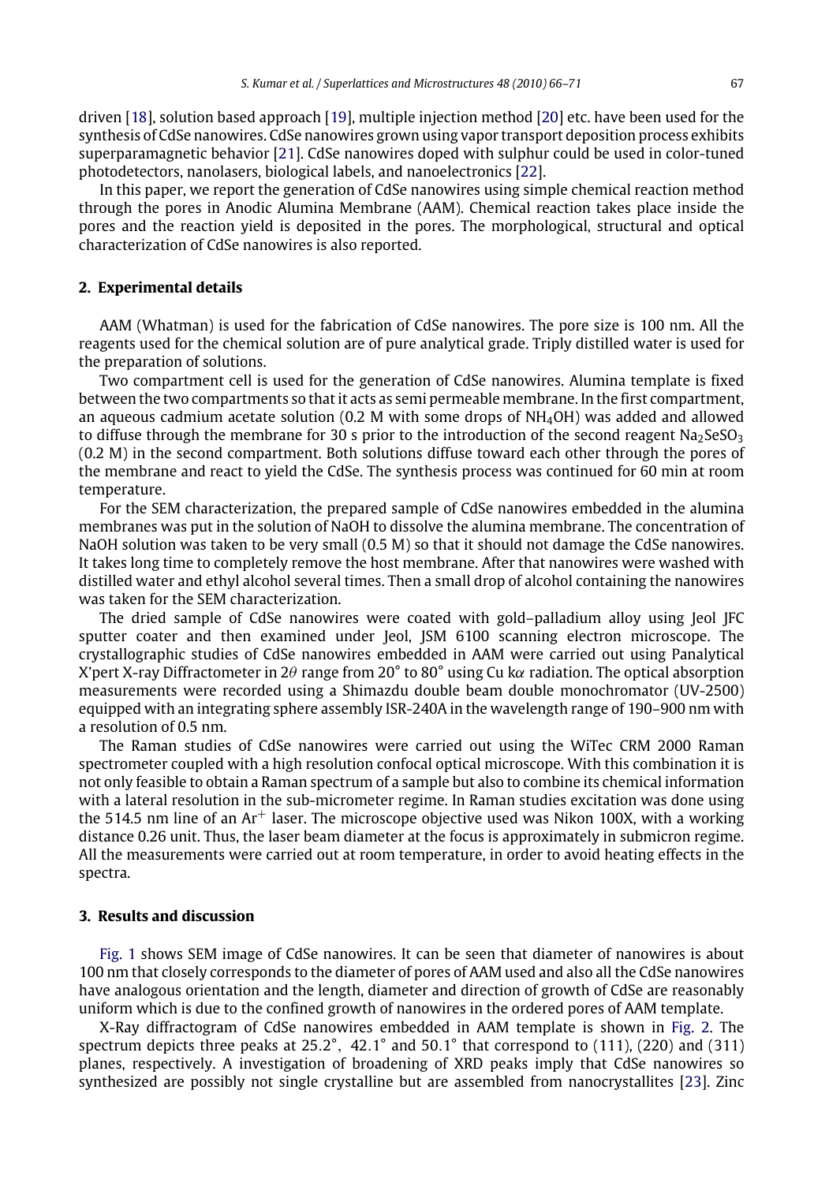driven [18], solution based approach [19], multiple injection method [20] etc. have been used for the synthesis of CdSe nanowires. CdSe nanowires grown using vapor transport deposition process exhibits superparamagnetic behavior [21]. CdSe nanowires doped with sulphur could be used in color-tuned photodetectors, nanolasers, biological labels, and nanoelectronics [22].

In this paper, we report the generation of CdSe nanowires using simple chemical reaction method through the pores in Anodic Alumina Membrane (AAM). Chemical reaction takes place inside the pores and the reaction yield is deposited in the pores. The morphological, structural and optical characterization of CdSe nanowires is also reported.

## 2. Experimental details

AAM (Whatman) is used for the fabrication of CdSe nanowires. The pore size is 100 nm. All the reagents used for the chemical solution are of pure analytical grade. Triply distilled water is used for the preparation of solutions.

Two compartment cell is used for the generation of CdSe nanowires. Alumina template is fixed between the two compartments so that it acts as semi permeable membrane. In the first compartment, an aqueous cadmium acetate solution (0.2 M with some drops of $NH_4OH$) was added and allowed to diffuse through the membrane for 30 s prior to the introduction of the second reagent $Na_2SeSO_3$ (0.2 M) in the second compartment. Both solutions diffuse toward each other through the pores of the membrane and react to yield the CdSe. The synthesis process was continued for 60 min at room temperature.

For the SEM characterization, the prepared sample of CdSe nanowires embedded in the alumina membranes was put in the solution of NaOH to dissolve the alumina membrane. The concentration of NaOH solution was taken to be very small (0.5 M) so that it should not damage the CdSe nanowires. It takes long time to completely remove the host membrane. After that nanowires were washed with distilled water and ethyl alcohol several times. Then a small drop of alcohol containing the nanowires was taken for the SEM characterization.

The dried sample of CdSe nanowires were coated with gold–palladium alloy using Jeol JFC sputter coater and then examined under Jeol, JSM 6100 scanning electron microscope. The crystallographic studies of CdSe nanowires embedded in AAM were carried out using Panalytical X'pert X-ray Diffractometer in $2\theta$ range from 20° to 80° using Cu k$\alpha$ radiation. The optical absorption measurements were recorded using a Shimazdu double beam double monochromator (UV-2500) equipped with an integrating sphere assembly ISR-240A in the wavelength range of 190–900 nm with a resolution of 0.5 nm.

The Raman studies of CdSe nanowires were carried out using the WiTec CRM 2000 Raman spectrometer coupled with a high resolution confocal optical microscope. With this combination it is not only feasible to obtain a Raman spectrum of a sample but also to combine its chemical information with a lateral resolution in the sub-micrometer regime. In Raman studies excitation was done using the 514.5 nm line of an $Ar^+$ laser. The microscope objective used was Nikon 100X, with a working distance 0.26 unit. Thus, the laser beam diameter at the focus is approximately in submicron regime. All the measurements were carried out at room temperature, in order to avoid heating effects in the spectra.

## 3. Results and discussion

Fig. 1 shows SEM image of CdSe nanowires. It can be seen that diameter of nanowires is about 100 nm that closely corresponds to the diameter of pores of AAM used and also all the CdSe nanowires have analogous orientation and the length, diameter and direction of growth of CdSe are reasonably uniform which is due to the confined growth of nanowires in the ordered pores of AAM template.

X-Ray diffractogram of CdSe nanowires embedded in AAM template is shown in Fig. 2. The spectrum depicts three peaks at 25.2°, 42.1° and 50.1° that correspond to (111), (220) and (311) planes, respectively. A investigation of broadening of XRD peaks imply that CdSe nanowires so synthesized are possibly not single crystalline but are assembled from nanocrystallites [23]. Zinc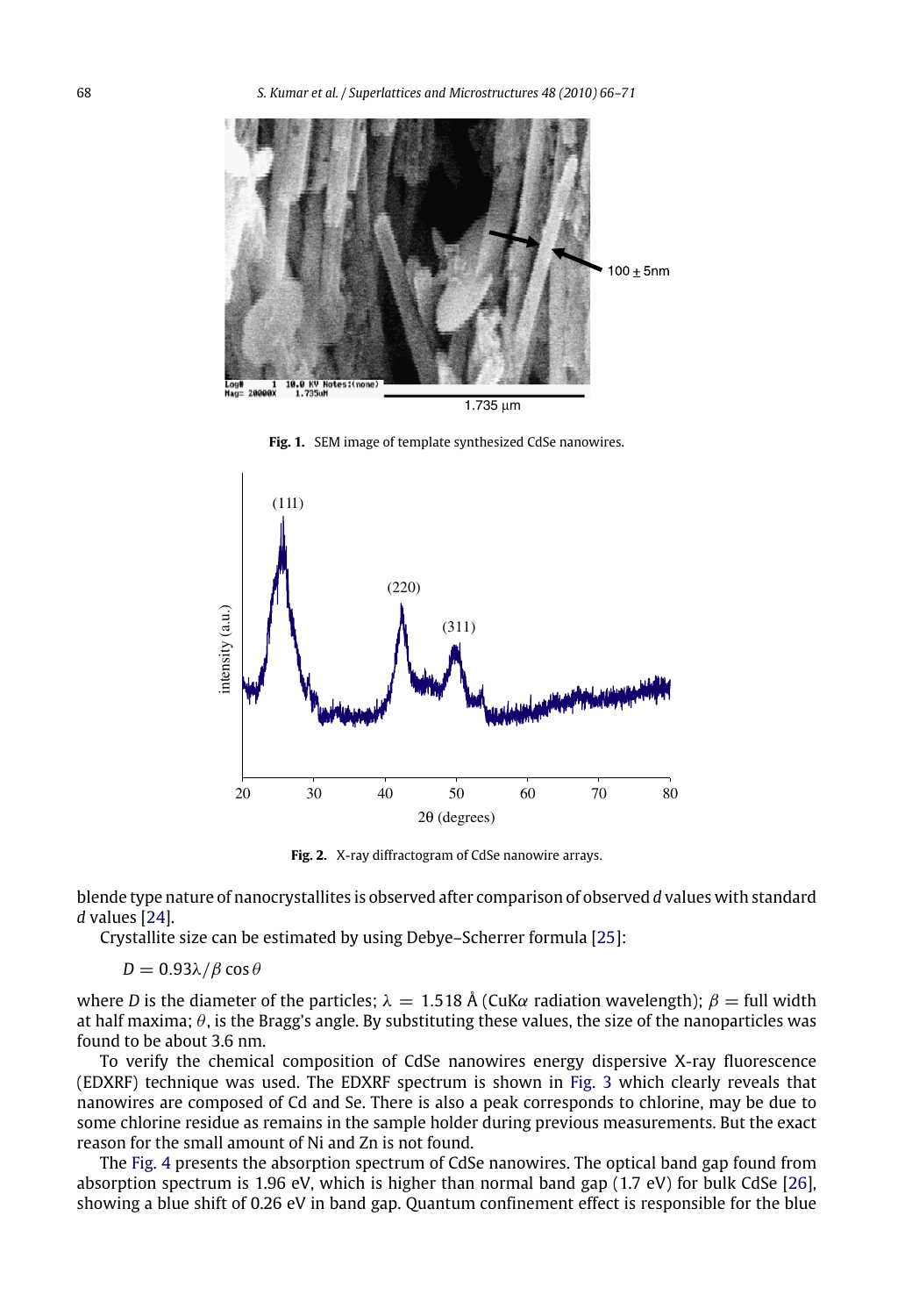Fig. 1. SEM image of template synthesized CdSe nanowires.

Fig. 2. X-ray diffractogram of CdSe nanowire arrays.

blende type nature of nanocrystallites is observed after comparison of observed *d* values with standard *d* values [24].

Crystallite size can be estimated by using Debye–Scherrer formula [25]:

$$D = 0.93\lambda/\beta \cos\theta$$

where $D$ is the diameter of the particles; $\lambda = 1.518$ Å (CuK$\alpha$ radiation wavelength); $\beta =$ full width at half maxima; $\theta$, is the Bragg's angle. By substituting these values, the size of the nanoparticles was found to be about 3.6 nm.

To verify the chemical composition of CdSe nanowires energy dispersive X-ray fluorescence (EDXRF) technique was used. The EDXRF spectrum is shown in Fig. 3 which clearly reveals that nanowires are composed of Cd and Se. There is also a peak corresponds to chlorine, may be due to some chlorine residue as remains in the sample holder during previous measurements. But the exact reason for the small amount of Ni and Zn is not found.

The Fig. 4 presents the absorption spectrum of CdSe nanowires. The optical band gap found from absorption spectrum is 1.96 eV, which is higher than normal band gap (1.7 eV) for bulk CdSe [26], showing a blue shift of 0.26 eV in band gap. Quantum confinement effect is responsible for the blue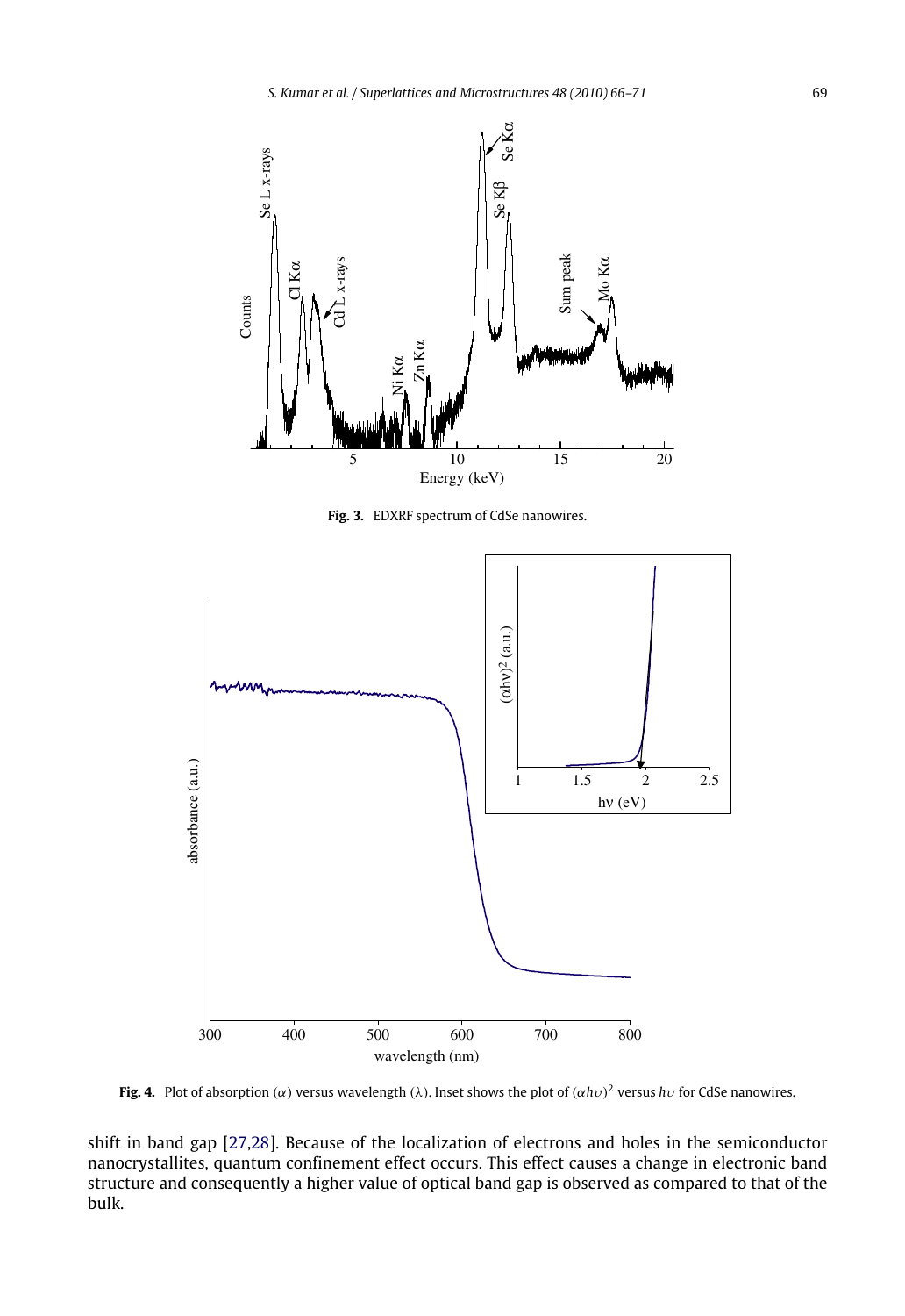**Fig. 3.** EDXRF spectrum of CdSe nanowires.

**Fig. 4.** Plot of absorption ($\alpha$) versus wavelength ($\lambda$). Inset shows the plot of $(\alpha h\upsilon)^2$ versus $h\upsilon$ for CdSe nanowires.

shift in band gap [27,28]. Because of the localization of electrons and holes in the semiconductor nanocrystallites, quantum confinement effect occurs. This effect causes a change in electronic band structure and consequently a higher value of optical band gap is observed as compared to that of the bulk.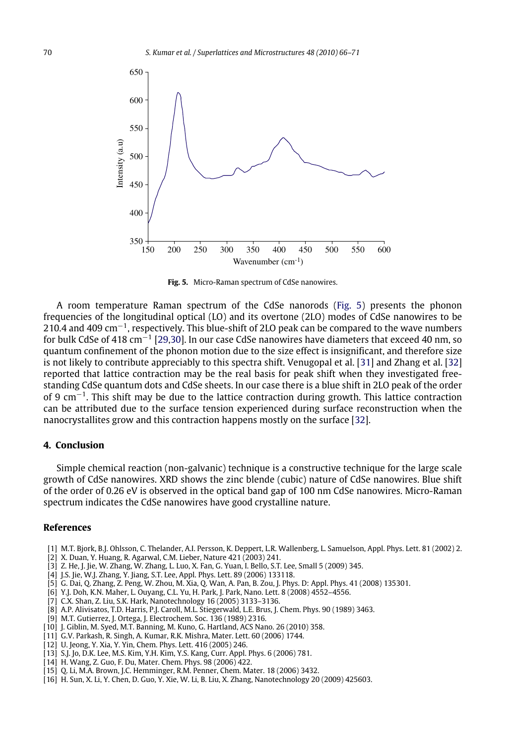**Fig. 5.** Micro-Raman spectrum of CdSe nanowires.

A room temperature Raman spectrum of the CdSe nanorods (Fig. 5) presents the phonon frequencies of the longitudinal optical (LO) and its overtone (2LO) modes of CdSe nanowires to be 210.4 and 409 $cm^{-1}$, respectively. This blue-shift of 2LO peak can be compared to the wave numbers for bulk CdSe of 418 $cm^{-1}$ [29,30]. In our case CdSe nanowires have diameters that exceed 40 nm, so quantum confinement of the phonon motion due to the size effect is insignificant, and therefore size is not likely to contribute appreciably to this spectra shift. Venugopal et al. [31] and Zhang et al. [32] reported that lattice contraction may be the real basis for peak shift when they investigated free-standing CdSe quantum dots and CdSe sheets. In our case there is a blue shift in 2LO peak of the order of 9 $cm^{-1}$. This shift may be due to the lattice contraction during growth. This lattice contraction can be attributed due to the surface tension experienced during surface reconstruction when the nanocrystallites grow and this contraction happens mostly on the surface [32].

## 4. Conclusion

Simple chemical reaction (non-galvanic) technique is a constructive technique for the large scale growth of CdSe nanowires. XRD shows the zinc blende (cubic) nature of CdSe nanowires. Blue shift of the order of 0.26 eV is observed in the optical band gap of 100 nm CdSe nanowires. Micro-Raman spectrum indicates the CdSe nanowires have good crystalline nature.

## References

[1] M.T. Bjork, B.J. Ohlsson, C. Thelander, A.I. Persson, K. Deppert, L.R. Wallenberg, L. Samuelson, Appl. Phys. Lett. 81 (2002) 2.
[2] X. Duan, Y. Huang, R. Agarwal, C.M. Lieber, Nature 421 (2003) 241.
[3] Z. He, J. Jie, W. Zhang, W. Zhang, L. Luo, X. Fan, G. Yuan, I. Bello, S.T. Lee, Small 5 (2009) 345.
[4] J.S. Jie, W.J. Zhang, Y. Jiang, S.T. Lee, Appl. Phys. Lett. 89 (2006) 133118.
[5] G. Dai, Q. Zhang, Z. Peng, W. Zhou, M. Xia, Q. Wan, A. Pan, B. Zou, J. Phys. D: Appl. Phys. 41 (2008) 135301.
[6] Y.J. Doh, K.N. Maher, L. Ouyang, C.L. Yu, H. Park, J. Park, Nano. Lett. 8 (2008) 4552–4556.
[7] C.X. Shan, Z. Liu, S.K. Hark, Nanotechnology 16 (2005) 3133–3136.
[8] A.P. Alivisatos, T.D. Harris, P.J. Caroll, M.L. Stiegerwald, L.E. Brus, J. Chem. Phys. 90 (1989) 3463.
[9] M.T. Gutierrez, J. Ortega, J. Electrochem. Soc. 136 (1989) 2316.
[10] J. Giblin, M. Syed, M.T. Banning, M. Kuno, G. Hartland, ACS Nano. 26 (2010) 358.
[11] G.V. Parkash, R. Singh, A. Kumar, R.K. Mishra, Mater. Lett. 60 (2006) 1744.
[12] U. Jeong, Y. Xia, Y. Yin, Chem. Phys. Lett. 416 (2005) 246.
[13] S.J. Jo, D.K. Lee, M.S. Kim, Y.H. Kim, Y.S. Kang, Curr. Appl. Phys. 6 (2006) 781.
[14] H. Wang, Z. Guo, F. Du, Mater. Chem. Phys. 98 (2006) 422.
[15] Q. Li, M.A. Brown, J.C. Hemminger, R.M. Penner, Chem. Mater. 18 (2006) 3432.
[16] H. Sun, X. Li, Y. Chen, D. Guo, Y. Xie, W. Li, B. Liu, X. Zhang, Nanotechnology 20 (2009) 425603.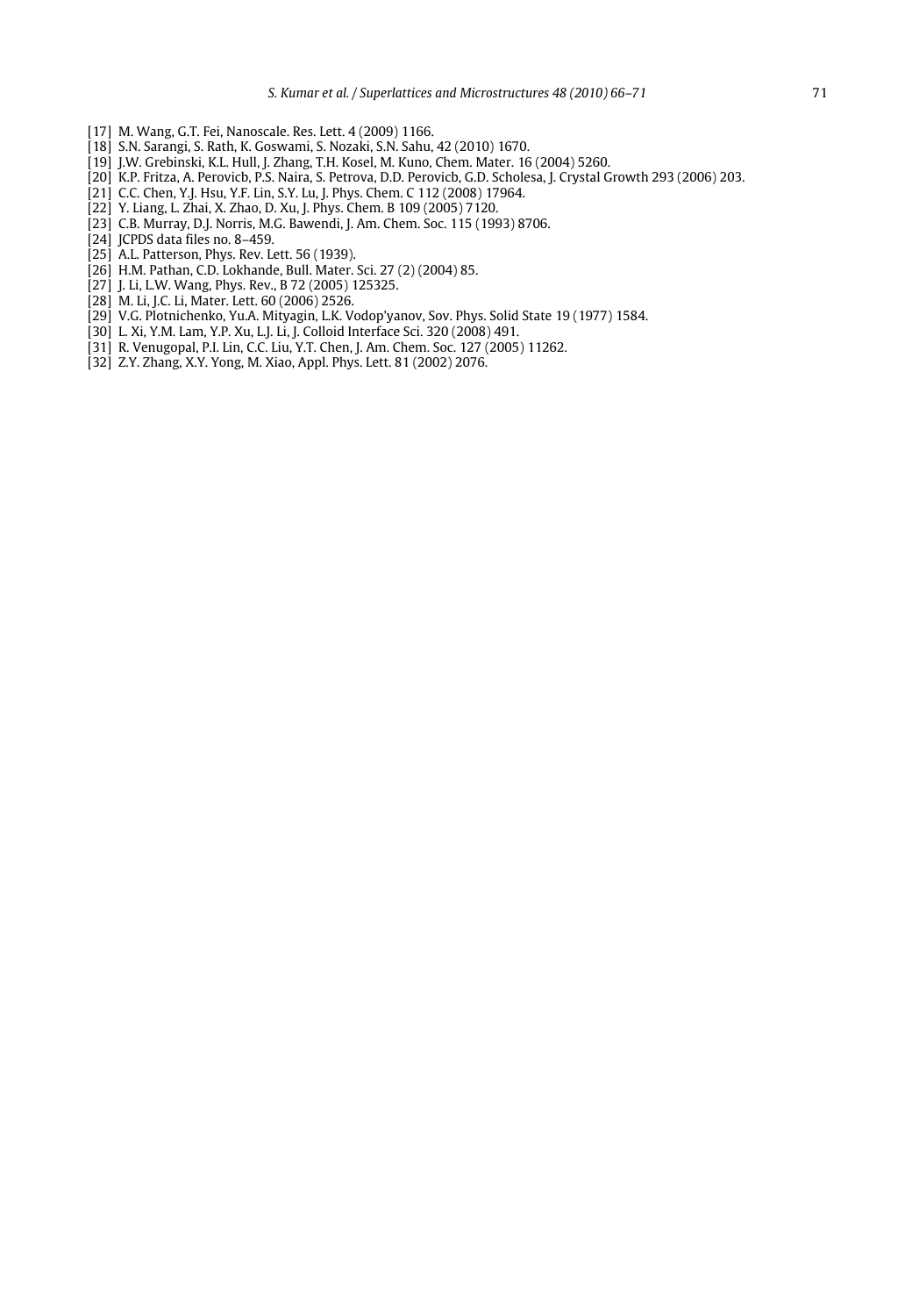[17] M. Wang, G.T. Fei, Nanoscale. Res. Lett. 4 (2009) 1166.
[18] S.N. Sarangi, S. Rath, K. Goswami, S. Nozaki, S.N. Sahu, 42 (2010) 1670.
[19] J.W. Grebinski, K.L. Hull, J. Zhang, T.H. Kosel, M. Kuno, Chem. Mater. 16 (2004) 5260.
[20] K.P. Fritza, A. Perovicb, P.S. Naira, S. Petrova, D.D. Perovicb, G.D. Scholesa, J. Crystal Growth 293 (2006) 203.
[21] C.C. Chen, Y.J. Hsu, Y.F. Lin, S.Y. Lu, J. Phys. Chem. C 112 (2008) 17964.
[22] Y. Liang, L. Zhai, X. Zhao, D. Xu, J. Phys. Chem. B 109 (2005) 7120.
[23] C.B. Murray, D.J. Norris, M.G. Bawendi, J. Am. Chem. Soc. 115 (1993) 8706.
[24] JCPDS data files no. 8–459.
[25] A.L. Patterson, Phys. Rev. Lett. 56 (1939).
[26] H.M. Pathan, C.D. Lokhande, Bull. Mater. Sci. 27 (2) (2004) 85.
[27] J. Li, L.W. Wang, Phys. Rev., B 72 (2005) 125325.
[28] M. Li, J.C. Li, Mater. Lett. 60 (2006) 2526.
[29] V.G. Plotnichenko, Yu.A. Mityagin, L.K. Vodop'yanov, Sov. Phys. Solid State 19 (1977) 1584.
[30] L. Xi, Y.M. Lam, Y.P. Xu, L.J. Li, J. Colloid Interface Sci. 320 (2008) 491.
[31] R. Venugopal, P.I. Lin, C.C. Liu, Y.T. Chen, J. Am. Chem. Soc. 127 (2005) 11262.
[32] Z.Y. Zhang, X.Y. Yong, M. Xiao, Appl. Phys. Lett. 81 (2002) 2076.